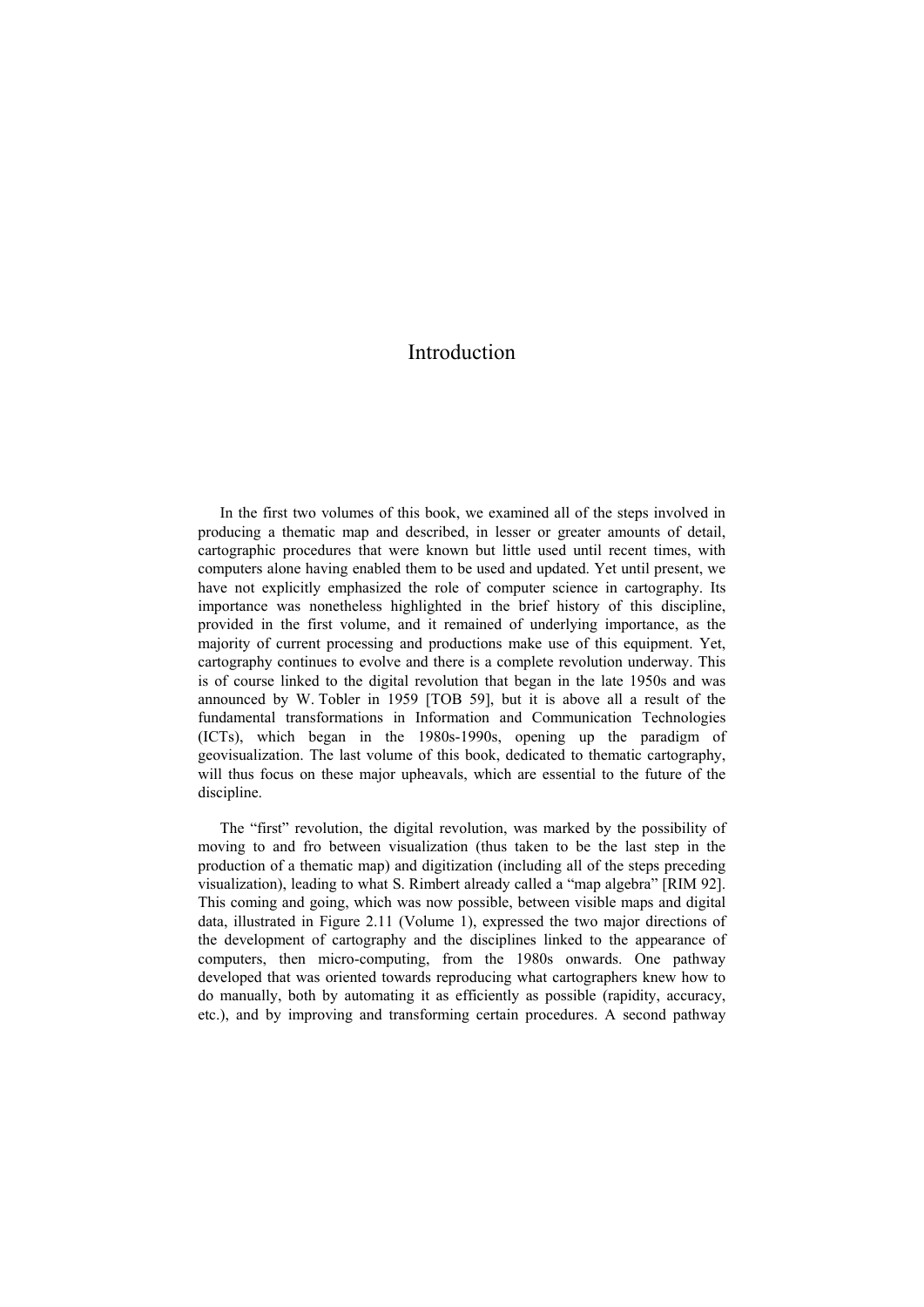# Introduction

In the first two volumes of this book, we examined all of the steps involved in producing a thematic map and described, in lesser or greater amounts of detail, cartographic procedures that were known but little used until recent times, with computers alone having enabled them to be used and updated. Yet until present, we have not explicitly emphasized the role of computer science in cartography. Its importance was nonetheless highlighted in the brief history of this discipline, provided in the first volume, and it remained of underlying importance, as the majority of current processing and productions make use of this equipment. Yet, cartography continues to evolve and there is a complete revolution underway. This is of course linked to the digital revolution that began in the late 1950s and was announced by W. Tobler in 1959 [TOB 59], but it is above all a result of the fundamental transformations in Information and Communication Technologies (ICTs), which began in the 1980s-1990s, opening up the paradigm of geovisualization. The last volume of this book, dedicated to thematic cartography, will thus focus on these major upheavals, which are essential to the future of the discipline.

The "first" revolution, the digital revolution, was marked by the possibility of moving to and fro between visualization (thus taken to be the last step in the production of a thematic map) and digitization (including all of the steps preceding visualization), leading to what S. Rimbert already called a "map algebra" [RIM 92]. This coming and going, which was now possible, between visible maps and digital data, illustrated in Figure 2.11 (Volume 1), expressed the two major directions of the development of cartography and the disciplines linked to the appearance of computers, then micro-computing, from the 1980s onwards. One pathway developed that was oriented towards reproducing what cartographers knew how to do manually, both by automating it as efficiently as possible (rapidity, accuracy, etc.), and by improving and transforming certain procedures. A second pathway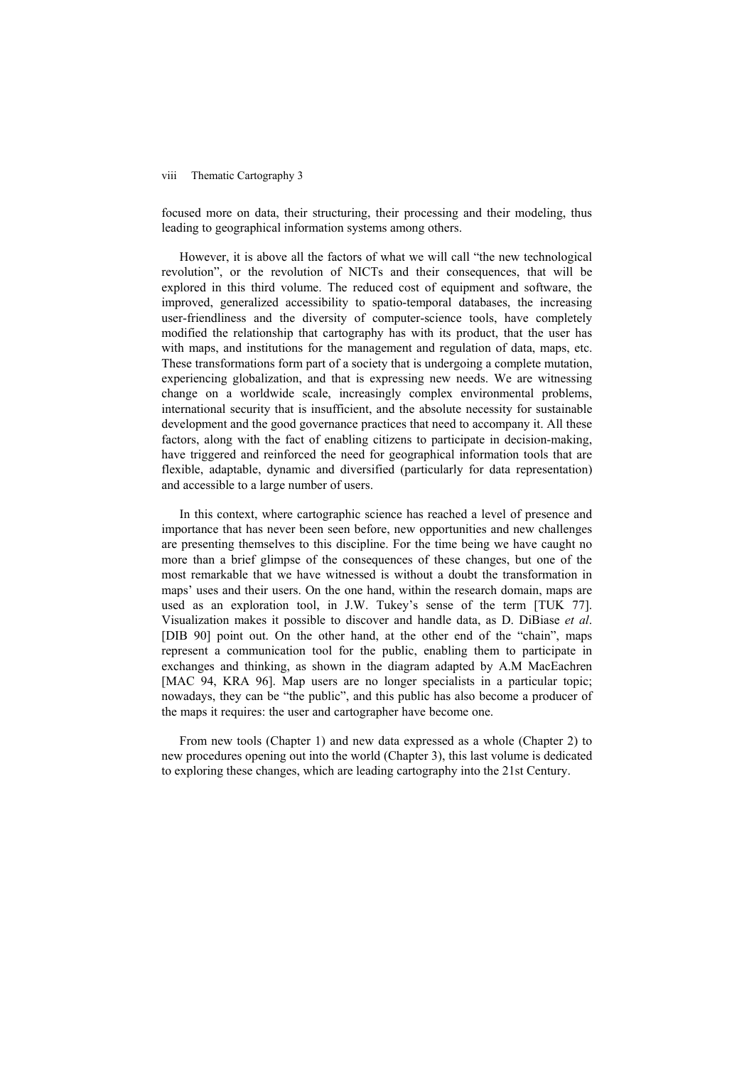focused more on data, their structuring, their processing and their modeling, thus leading to geographical information systems among others.

However, it is above all the factors of what we will call "the new technological revolution", or the revolution of NICTs and their consequences, that will be explored in this third volume. The reduced cost of equipment and software, the improved, generalized accessibility to spatio-temporal databases, the increasing user-friendliness and the diversity of computer-science tools, have completely modified the relationship that cartography has with its product, that the user has with maps, and institutions for the management and regulation of data, maps, etc. These transformations form part of a society that is undergoing a complete mutation, experiencing globalization, and that is expressing new needs. We are witnessing change on a worldwide scale, increasingly complex environmental problems, international security that is insufficient, and the absolute necessity for sustainable development and the good governance practices that need to accompany it. All these factors, along with the fact of enabling citizens to participate in decision-making, have triggered and reinforced the need for geographical information tools that are flexible, adaptable, dynamic and diversified (particularly for data representation) and accessible to a large number of users.

In this context, where cartographic science has reached a level of presence and importance that has never been seen before, new opportunities and new challenges are presenting themselves to this discipline. For the time being we have caught no more than a brief glimpse of the consequences of these changes, but one of the most remarkable that we have witnessed is without a doubt the transformation in maps' uses and their users. On the one hand, within the research domain, maps are used as an exploration tool, in J.W. Tukey's sense of the term [TUK 77]. Visualization makes it possible to discover and handle data, as D. DiBiase *et al*. [DIB 90] point out. On the other hand, at the other end of the "chain", maps represent a communication tool for the public, enabling them to participate in exchanges and thinking, as shown in the diagram adapted by A.M MacEachren [MAC 94, KRA 96]. Map users are no longer specialists in a particular topic; nowadays, they can be "the public", and this public has also become a producer of the maps it requires: the user and cartographer have become one.

From new tools (Chapter 1) and new data expressed as a whole (Chapter 2) to new procedures opening out into the world (Chapter 3), this last volume is dedicated to exploring these changes, which are leading cartography into the 21st Century.